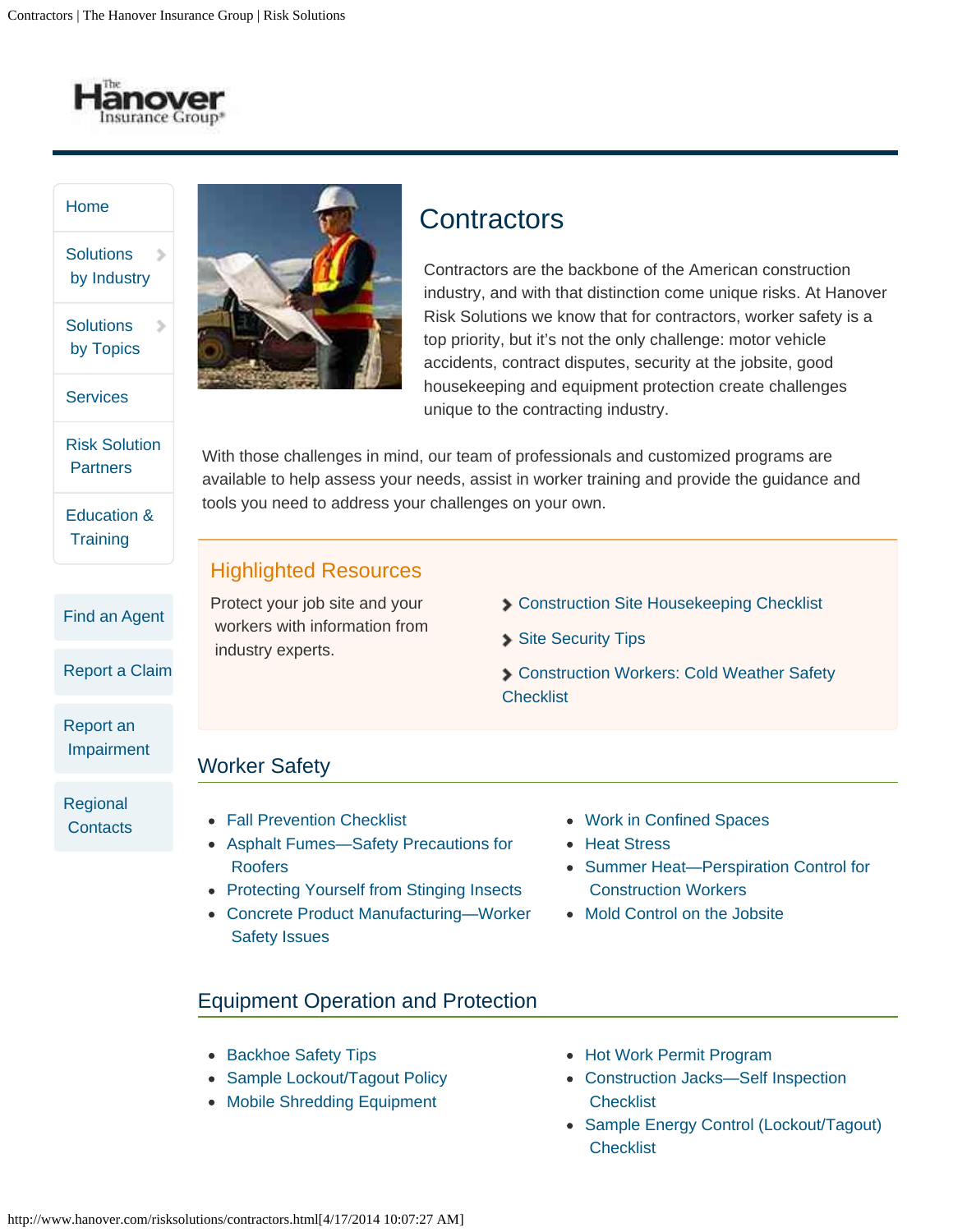Home

Solutions by Industry

Solutions by Topics

Services

Risk Solution Partners

Education & Training

Find an Agent

Report a Claim

Report an Impairment

Regional Contacts

# Contractors

Contractors are the backbone of the American construction industry, and with that distinction come unique risks. At Hanover Risk Solutions we know that for contractors, worker safety is a top priority, but it's not the only challenge: motor vehicle accidents, contract disputes, security at the jobsite, good housekeeping and equipment protection create challenges unique to the contracting industry.

With those challenges in mind, our team of professionals and customized programs are available to help assess your needs, assist in worker training and provide the guidance and tools you need to address your challenges on your own.

## Highlighted Resources

Protect your job site and your workers with information from industry experts.

- Construction Site Housekeeping Checklist
- Site Security Tips
- Construction Workers: Cold Weather Safety Checklist

## Worker Safety

- Fall Prevention Checklist
- Asphalt Fumes—Safety Precautions for Roofers
- Protecting Yourself from Stinging Insects
- Concrete Product Manufacturing—Worker Safety Issues
- Work in Confined Spaces
- Heat Stress
- Summer Heat—Perspiration Control for Construction Workers
- Mold Control on the Jobsite

## Equipment Operation and Protection

- Backhoe Safety Tips
- Sample Lockout/Tagout Policy
- Mobile Shredding Equipment
- Hot Work Permit Program
- Construction Jacks—Self Inspection Checklist
- Sample Energy Control (Lockout/Tagout) Checklist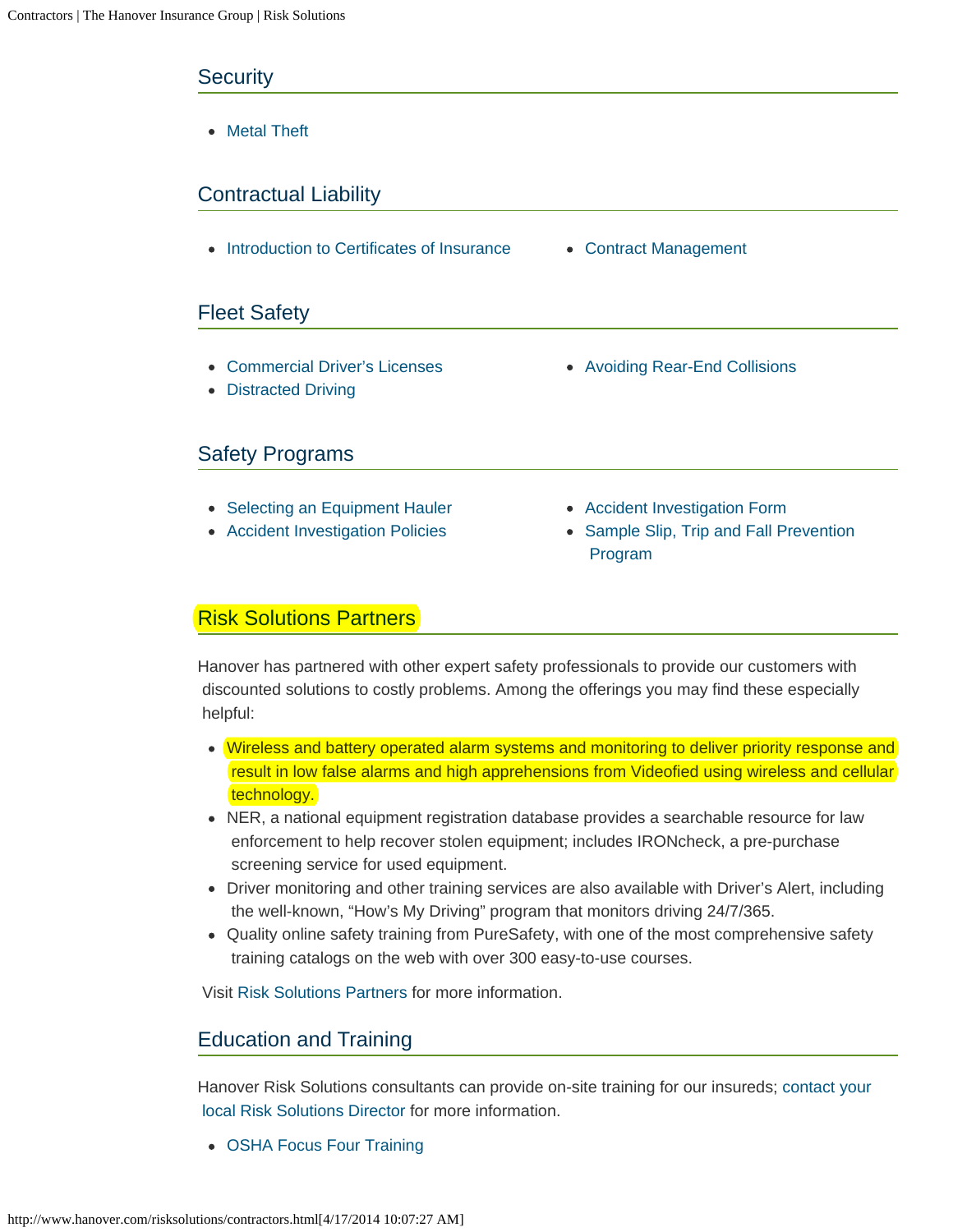## Security

- Metal Theft

## Contractual Liability

- Introduction to Certificates of Insurance
- Contract Management

## Fleet Safety

- Commercial Driver's Licenses
- Distracted Driving
- Avoiding Rear-End Collisions

## Safety Programs

- Selecting an Equipment Hauler
- Accident Investigation Policies
- Accident Investigation Form
- Sample Slip, Trip and Fall Prevention Program

## Risk Solutions Partners

Hanover has partnered with other expert safety professionals to provide our customers with discounted solutions to costly problems. Among the offerings you may find these especially helpful:

- Wireless and battery operated alarm systems and monitoring to deliver priority response and result in low false alarms and high apprehensions from Videofied using wireless and cellular technology.
- NER, a national equipment registration database provides a searchable resource for law enforcement to help recover stolen equipment; includes IRONcheck, a pre-purchase screening service for used equipment.
- Driver monitoring and other training services are also available with Driver's Alert, including the well-known, "How's My Driving" program that monitors driving 24/7/365.
- Quality online safety training from PureSafety, with one of the most comprehensive safety training catalogs on the web with over 300 easy-to-use courses.

Visit Risk Solutions Partners for more information.

## Education and Training

Hanover Risk Solutions consultants can provide on-site training for our insureds; contact your local Risk Solutions Director for more information.

- OSHA Focus Four Training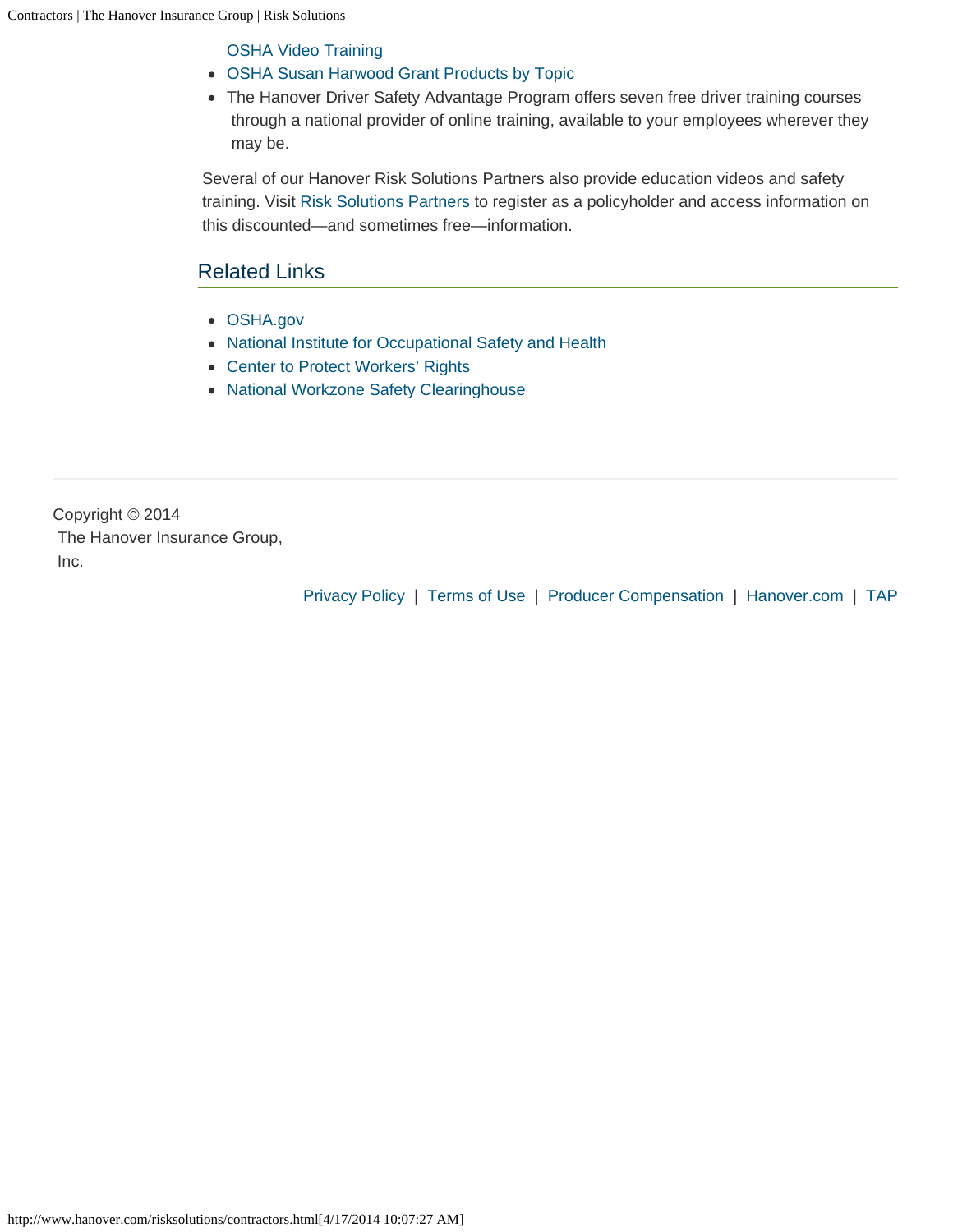OSHA Video Training

- OSHA Susan Harwood Grant Products by Topic
- The Hanover Driver Safety Advantage Program offers seven free driver training courses through a national provider of online training, available to your employees wherever they may be.

Several of our Hanover Risk Solutions Partners also provide education videos and safety training. Visit Risk Solutions Partners to register as a policyholder and access information on this discounted—and sometimes free—information.

## Related Links

- OSHA.gov
- National Institute for Occupational Safety and Health
- Center to Protect Workers' Rights
- National Workzone Safety Clearinghouse

---

Copyright © 2014
The Hanover Insurance Group, Inc.

Privacy Policy | Terms of Use | Producer Compensation | Hanover.com | TAP